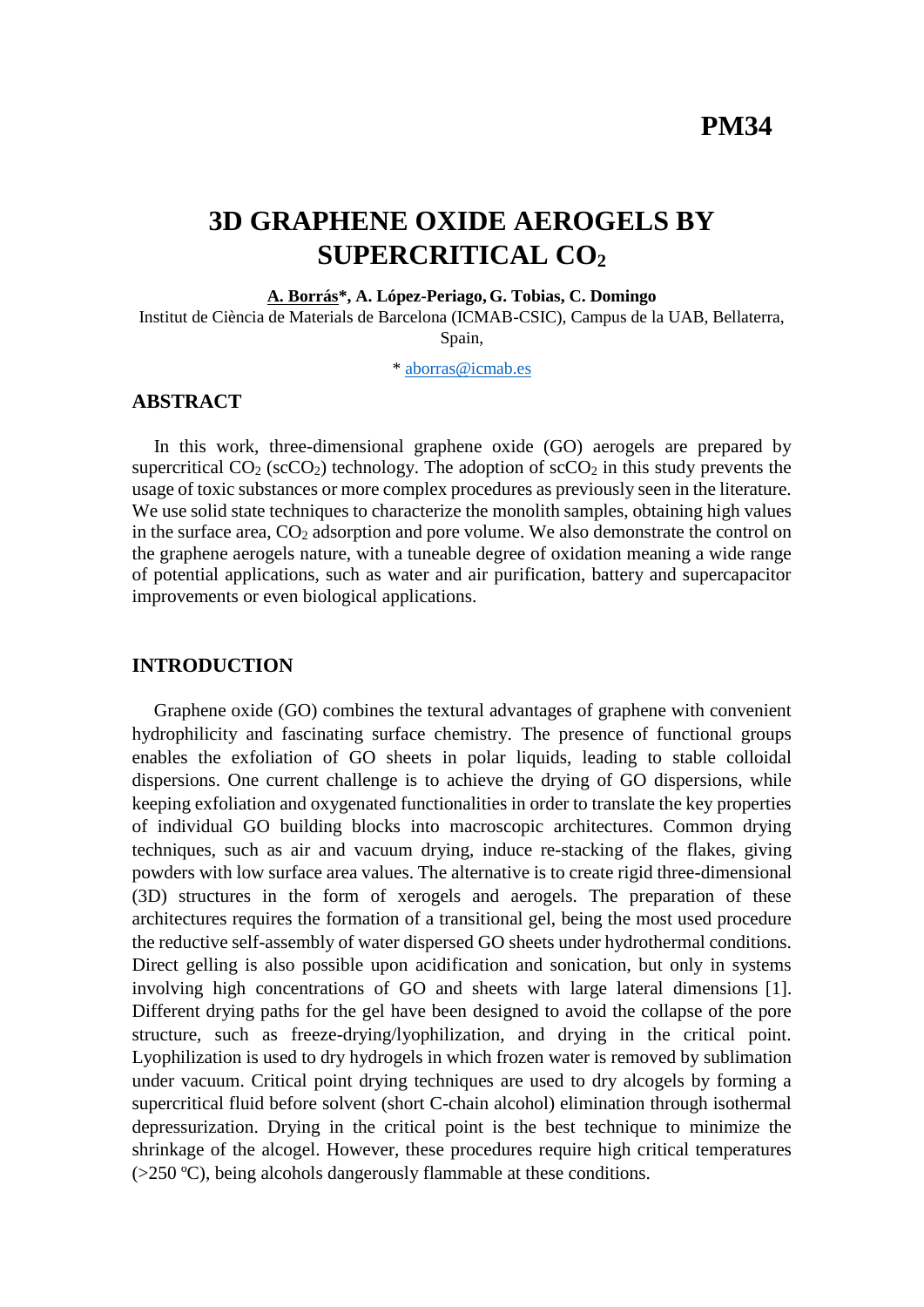**PM34**

# 3D GRAPHENE OXIDE AEROGELS BY SUPERCRITICAL $CO_2$

**A. Borrás\*, A. López-Periago, G. Tobias, C. Domingo**

Institut de Ciència de Materials de Barcelona (ICMAB-CSIC), Campus de la UAB, Bellaterra, Spain,

\* aborras@icmab.es

## ABSTRACT

In this work, three-dimensional graphene oxide (GO) aerogels are prepared by supercritical $CO_2$ ($scCO_2$) technology. The adoption of $scCO_2$ in this study prevents the usage of toxic substances or more complex procedures as previously seen in the literature. We use solid state techniques to characterize the monolith samples, obtaining high values in the surface area, $CO_2$ adsorption and pore volume. We also demonstrate the control on the graphene aerogels nature, with a tuneable degree of oxidation meaning a wide range of potential applications, such as water and air purification, battery and supercapacitor improvements or even biological applications.

## INTRODUCTION

Graphene oxide (GO) combines the textural advantages of graphene with convenient hydrophilicity and fascinating surface chemistry. The presence of functional groups enables the exfoliation of GO sheets in polar liquids, leading to stable colloidal dispersions. One current challenge is to achieve the drying of GO dispersions, while keeping exfoliation and oxygenated functionalities in order to translate the key properties of individual GO building blocks into macroscopic architectures. Common drying techniques, such as air and vacuum drying, induce re-stacking of the flakes, giving powders with low surface area values. The alternative is to create rigid three-dimensional (3D) structures in the form of xerogels and aerogels. The preparation of these architectures requires the formation of a transitional gel, being the most used procedure the reductive self-assembly of water dispersed GO sheets under hydrothermal conditions. Direct gelling is also possible upon acidification and sonication, but only in systems involving high concentrations of GO and sheets with large lateral dimensions [1]. Different drying paths for the gel have been designed to avoid the collapse of the pore structure, such as freeze-drying/lyophilization, and drying in the critical point. Lyophilization is used to dry hydrogels in which frozen water is removed by sublimation under vacuum. Critical point drying techniques are used to dry alcogels by forming a supercritical fluid before solvent (short C-chain alcohol) elimination through isothermal depressurization. Drying in the critical point is the best technique to minimize the shrinkage of the alcogel. However, these procedures require high critical temperatures (>250 ºC), being alcohols dangerously flammable at these conditions.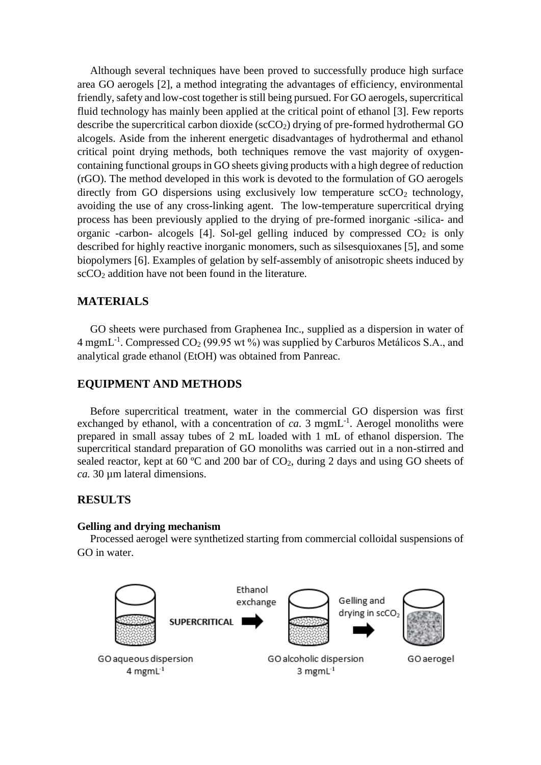Although several techniques have been proved to successfully produce high surface area GO aerogels [2], a method integrating the advantages of efficiency, environmental friendly, safety and low-cost together is still being pursued. For GO aerogels, supercritical fluid technology has mainly been applied at the critical point of ethanol [3]. Few reports describe the supercritical carbon dioxide ($scCO_2$) drying of pre-formed hydrothermal GO alcogels. Aside from the inherent energetic disadvantages of hydrothermal and ethanol critical point drying methods, both techniques remove the vast majority of oxygen-containing functional groups in GO sheets giving products with a high degree of reduction (rGO). The method developed in this work is devoted to the formulation of GO aerogels directly from GO dispersions using exclusively low temperature $scCO_2$ technology, avoiding the use of any cross-linking agent. The low-temperature supercritical drying process has been previously applied to the drying of pre-formed inorganic -silica- and organic -carbon- alcogels [4]. Sol-gel gelling induced by compressed $CO_2$ is only described for highly reactive inorganic monomers, such as silsesquioxanes [5], and some biopolymers [6]. Examples of gelation by self-assembly of anisotropic sheets induced by $scCO_2$ addition have not been found in the literature.

## MATERIALS

GO sheets were purchased from Graphenea Inc., supplied as a dispersion in water of 4 $mgmL^{-1}$. Compressed $CO_2$ (99.95 wt %) was supplied by Carburos Metálicos S.A., and analytical grade ethanol (EtOH) was obtained from Panreac.

## EQUIPMENT AND METHODS

Before supercritical treatment, water in the commercial GO dispersion was first exchanged by ethanol, with a concentration of *ca.* 3 $mgmL^{-1}$. Aerogel monoliths were prepared in small assay tubes of 2 mL loaded with 1 mL of ethanol dispersion. The supercritical standard preparation of GO monoliths was carried out in a non-stirred and sealed reactor, kept at 60 ºC and 200 bar of $CO_2$, during 2 days and using GO sheets of *ca.* 30 µm lateral dimensions.

## RESULTS

### Gelling and drying mechanism

Processed aerogel were synthetized starting from commercial colloidal suspensions of GO in water.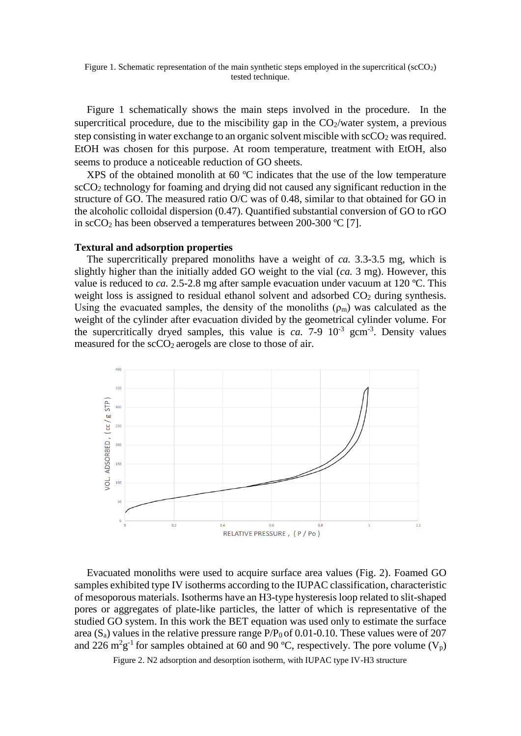Figure 1. Schematic representation of the main synthetic steps employed in the supercritical ($scCO_2$) tested technique.

Figure 1 schematically shows the main steps involved in the procedure. In the supercritical procedure, due to the miscibility gap in the $CO_2$/water system, a previous step consisting in water exchange to an organic solvent miscible with $scCO_2$ was required. EtOH was chosen for this purpose. At room temperature, treatment with EtOH, also seems to produce a noticeable reduction of GO sheets.

XPS of the obtained monolith at 60 ºC indicates that the use of the low temperature $scCO_2$ technology for foaming and drying did not caused any significant reduction in the structure of GO. The measured ratio O/C was of 0.48, similar to that obtained for GO in the alcoholic colloidal dispersion (0.47). Quantified substantial conversion of GO to rGO in $scCO_2$ has been observed a temperatures between 200-300 ºC [7].

**Textural and adsorption properties**

The supercritically prepared monoliths have a weight of *ca.* 3.3-3.5 mg, which is slightly higher than the initially added GO weight to the vial (*ca.* 3 mg). However, this value is reduced to *ca.* 2.5-2.8 mg after sample evacuation under vacuum at 120 ºC. This weight loss is assigned to residual ethanol solvent and adsorbed $CO_2$ during synthesis. Using the evacuated samples, the density of the monoliths ($\rho_m$) was calculated as the weight of the cylinder after evacuation divided by the geometrical cylinder volume. For the supercritically dryed samples, this value is *ca.* 7-9 $10^{-3}$ $gcm^{-3}$. Density values measured for the $scCO_2$ aerogels are close to those of air.

Evacuated monoliths were used to acquire surface area values (Fig. 2). Foamed GO samples exhibited type IV isotherms according to the IUPAC classification, characteristic of mesoporous materials. Isotherms have an H3-type hysteresis loop related to slit-shaped pores or aggregates of plate-like particles, the latter of which is representative of the studied GO system. In this work the BET equation was used only to estimate the surface area ($S_a$) values in the relative pressure range $P/P_0$ of 0.01-0.10. These values were of 207 and 226 $m^2g^{-1}$ for samples obtained at 60 and 90 ºC, respectively. The pore volume ($V_p$)

Figure 2. N2 adsorption and desorption isotherm, with IUPAC type IV-H3 structure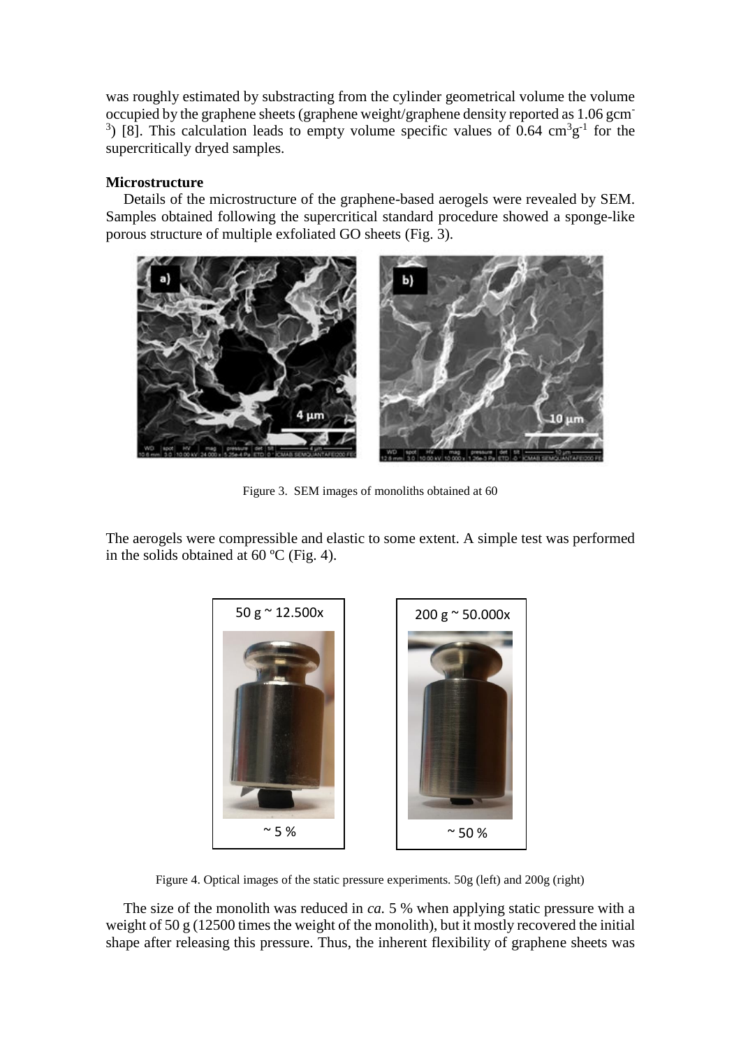was roughly estimated by substracting from the cylinder geometrical volume the volume occupied by the graphene sheets (graphene weight/graphene density reported as 1.06 $gcm^{-3}$) [8]. This calculation leads to empty volume specific values of 0.64 $cm^3g^{-1}$ for the supercritically dryed samples.

**Microstructure**

Details of the microstructure of the graphene-based aerogels were revealed by SEM. Samples obtained following the supercritical standard procedure showed a sponge-like porous structure of multiple exfoliated GO sheets (Fig. 3).

Figure 3. SEM images of monoliths obtained at 60

The aerogels were compressible and elastic to some extent. A simple test was performed in the solids obtained at 60 ºC (Fig. 4).

50 g ~ 12.500x

~ 5 %

200 g ~ 50.000x

~ 50 %

Figure 4. Optical images of the static pressure experiments. 50g (left) and 200g (right)

The size of the monolith was reduced in *ca.* 5 % when applying static pressure with a weight of 50 g (12500 times the weight of the monolith), but it mostly recovered the initial shape after releasing this pressure. Thus, the inherent flexibility of graphene sheets was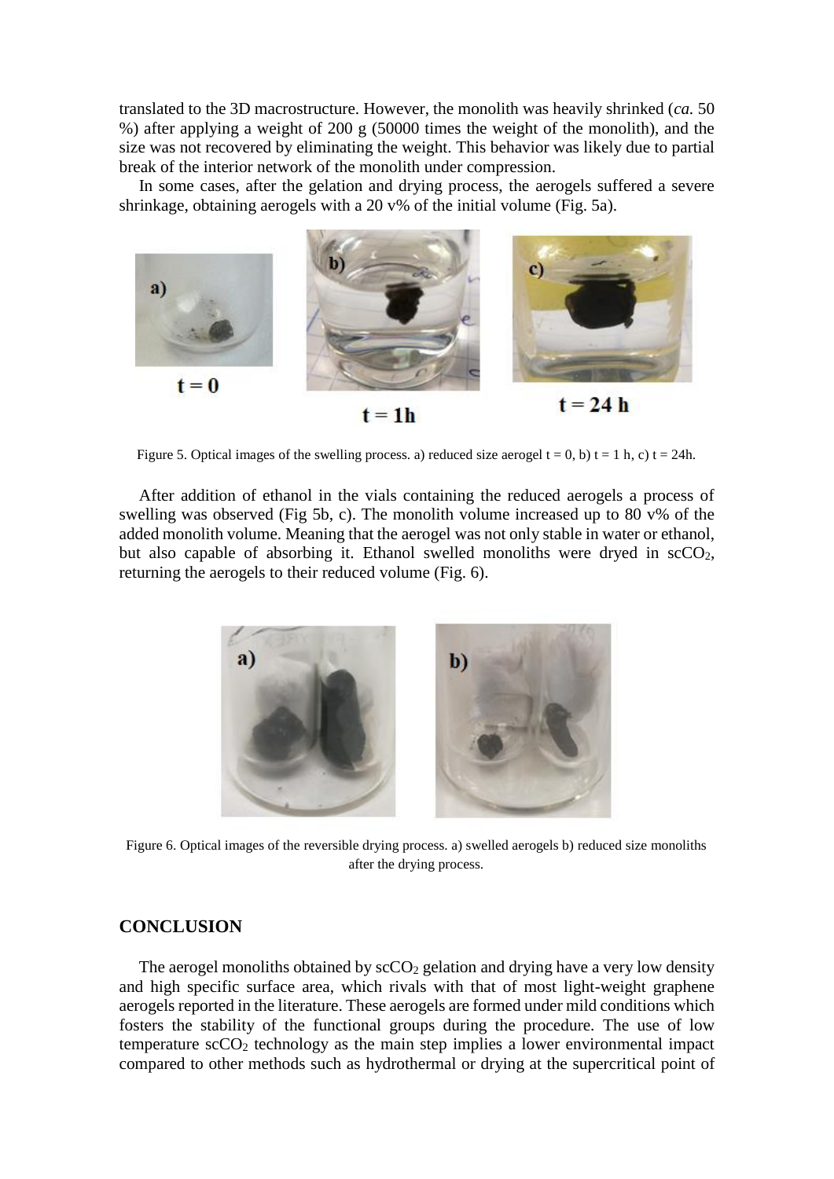translated to the 3D macrostructure. However, the monolith was heavily shrinked (*ca.* 50 %) after applying a weight of 200 g (50000 times the weight of the monolith), and the size was not recovered by eliminating the weight. This behavior was likely due to partial break of the interior network of the monolith under compression.

In some cases, after the gelation and drying process, the aerogels suffered a severe shrinkage, obtaining aerogels with a 20 v% of the initial volume (Fig. 5a).

Figure 5. Optical images of the swelling process. a) reduced size aerogel t = 0, b) t = 1 h, c) t = 24h.

After addition of ethanol in the vials containing the reduced aerogels a process of swelling was observed (Fig 5b, c). The monolith volume increased up to 80 v% of the added monolith volume. Meaning that the aerogel was not only stable in water or ethanol, but also capable of absorbing it. Ethanol swelled monoliths were dryed in $scCO_2$, returning the aerogels to their reduced volume (Fig. 6).

Figure 6. Optical images of the reversible drying process. a) swelled aerogels b) reduced size monoliths after the drying process.

## CONCLUSION

The aerogel monoliths obtained by $scCO_2$ gelation and drying have a very low density and high specific surface area, which rivals with that of most light-weight graphene aerogels reported in the literature. These aerogels are formed under mild conditions which fosters the stability of the functional groups during the procedure. The use of low temperature $scCO_2$ technology as the main step implies a lower environmental impact compared to other methods such as hydrothermal or drying at the supercritical point of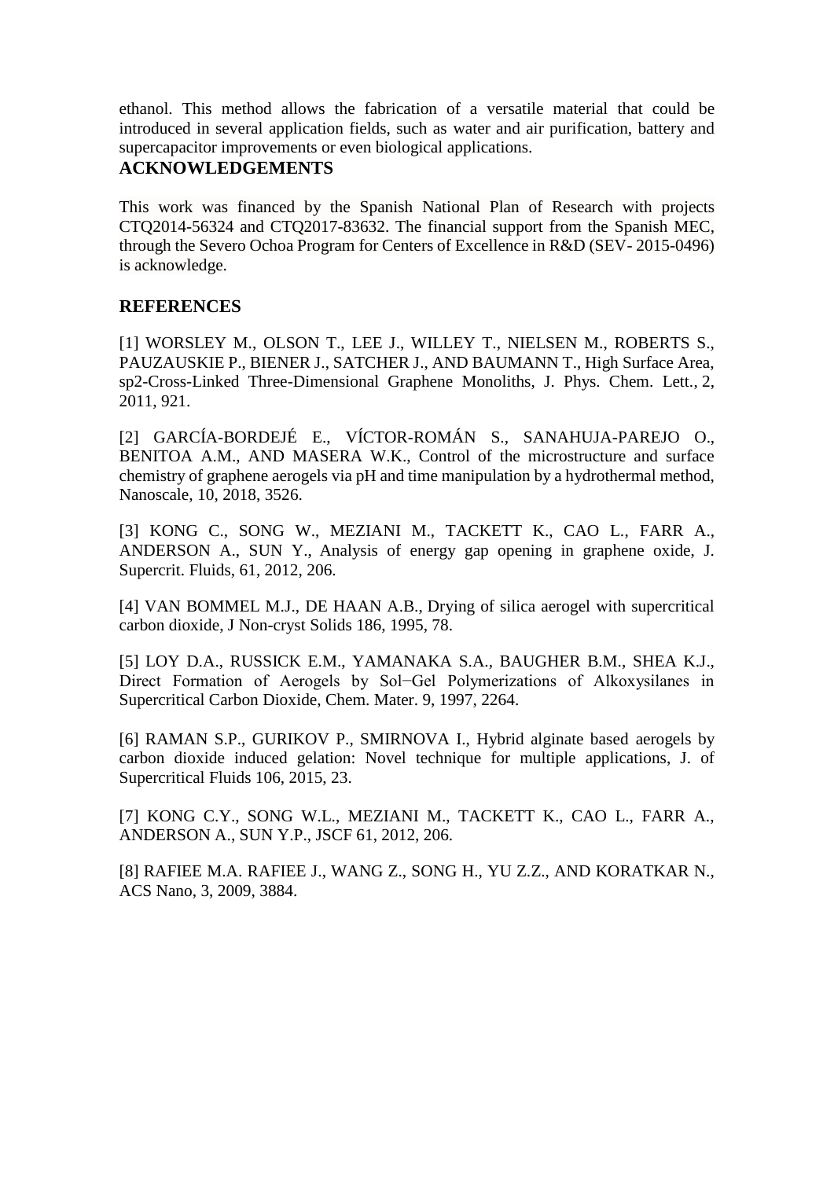ethanol. This method allows the fabrication of a versatile material that could be introduced in several application fields, such as water and air purification, battery and supercapacitor improvements or even biological applications.

## ACKNOWLEDGEMENTS

This work was financed by the Spanish National Plan of Research with projects CTQ2014-56324 and CTQ2017-83632. The financial support from the Spanish MEC, through the Severo Ochoa Program for Centers of Excellence in R&D (SEV- 2015-0496) is acknowledge.

## REFERENCES

[1] WORSLEY M., OLSON T., LEE J., WILLEY T., NIELSEN M., ROBERTS S., PAUZAUSKIE P., BIENER J., SATCHER J., AND BAUMANN T., High Surface Area, sp2-Cross-Linked Three-Dimensional Graphene Monoliths, J. Phys. Chem. Lett., 2, 2011, 921.

[2] GARCÍA-BORDEJÉ E., VÍCTOR-ROMÁN S., SANAHUJA-PAREJO O., BENITOA A.M., AND MASERA W.K., Control of the microstructure and surface chemistry of graphene aerogels via pH and time manipulation by a hydrothermal method, Nanoscale, 10, 2018, 3526.

[3] KONG C., SONG W., MEZIANI M., TACKETT K., CAO L., FARR A., ANDERSON A., SUN Y., Analysis of energy gap opening in graphene oxide, J. Supercrit. Fluids, 61, 2012, 206.

[4] VAN BOMMEL M.J., DE HAAN A.B., Drying of silica aerogel with supercritical carbon dioxide, J Non-cryst Solids 186, 1995, 78.

[5] LOY D.A., RUSSICK E.M., YAMANAKA S.A., BAUGHER B.M., SHEA K.J., Direct Formation of Aerogels by Sol−Gel Polymerizations of Alkoxysilanes in Supercritical Carbon Dioxide, Chem. Mater. 9, 1997, 2264.

[6] RAMAN S.P., GURIKOV P., SMIRNOVA I., Hybrid alginate based aerogels by carbon dioxide induced gelation: Novel technique for multiple applications, J. of Supercritical Fluids 106, 2015, 23.

[7] KONG C.Y., SONG W.L., MEZIANI M., TACKETT K., CAO L., FARR A., ANDERSON A., SUN Y.P., JSCF 61, 2012, 206.

[8] RAFIEE M.A. RAFIEE J., WANG Z., SONG H., YU Z.Z., AND KORATKAR N., ACS Nano, 3, 2009, 3884.